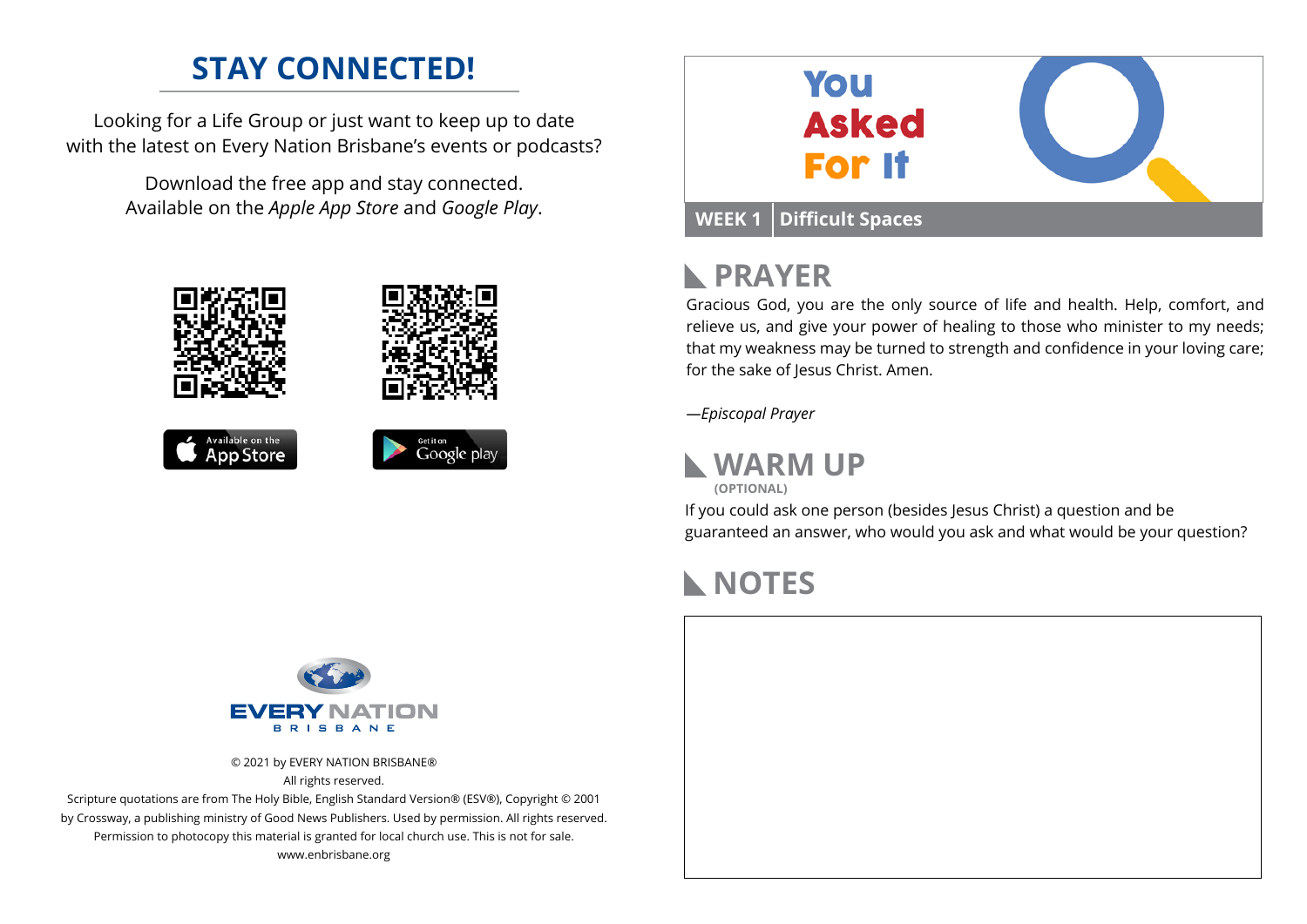## STAY CONNECTED!

Looking for a Life Group or just want to keep up to date with the latest on Every Nation Brisbane's events or podcasts?

Download the free app and stay connected. Available on the *Apple App Store* and *Google Play*.

Available on the App Store

Get it on Google play

EVERY NATION BRISBANE

© 2021 by EVERY NATION BRISBANE®
All rights reserved.
Scripture quotations are from The Holy Bible, English Standard Version® (ESV®), Copyright © 2001 by Crossway, a publishing ministry of Good News Publishers. Used by permission. All rights reserved.
Permission to photocopy this material is granted for local church use. This is not for sale.
www.enbrisbane.org

# You Asked For It

**WEEK 1** | **Difficult Spaces**

## PRAYER

Gracious God, you are the only source of life and health. Help, comfort, and relieve us, and give your power of healing to those who minister to my needs; that my weakness may be turned to strength and confidence in your loving care; for the sake of Jesus Christ. Amen.

*—Episcopal Prayer*

## WARM UP

**(OPTIONAL)**

If you could ask one person (besides Jesus Christ) a question and be guaranteed an answer, who would you ask and what would be your question?

## NOTES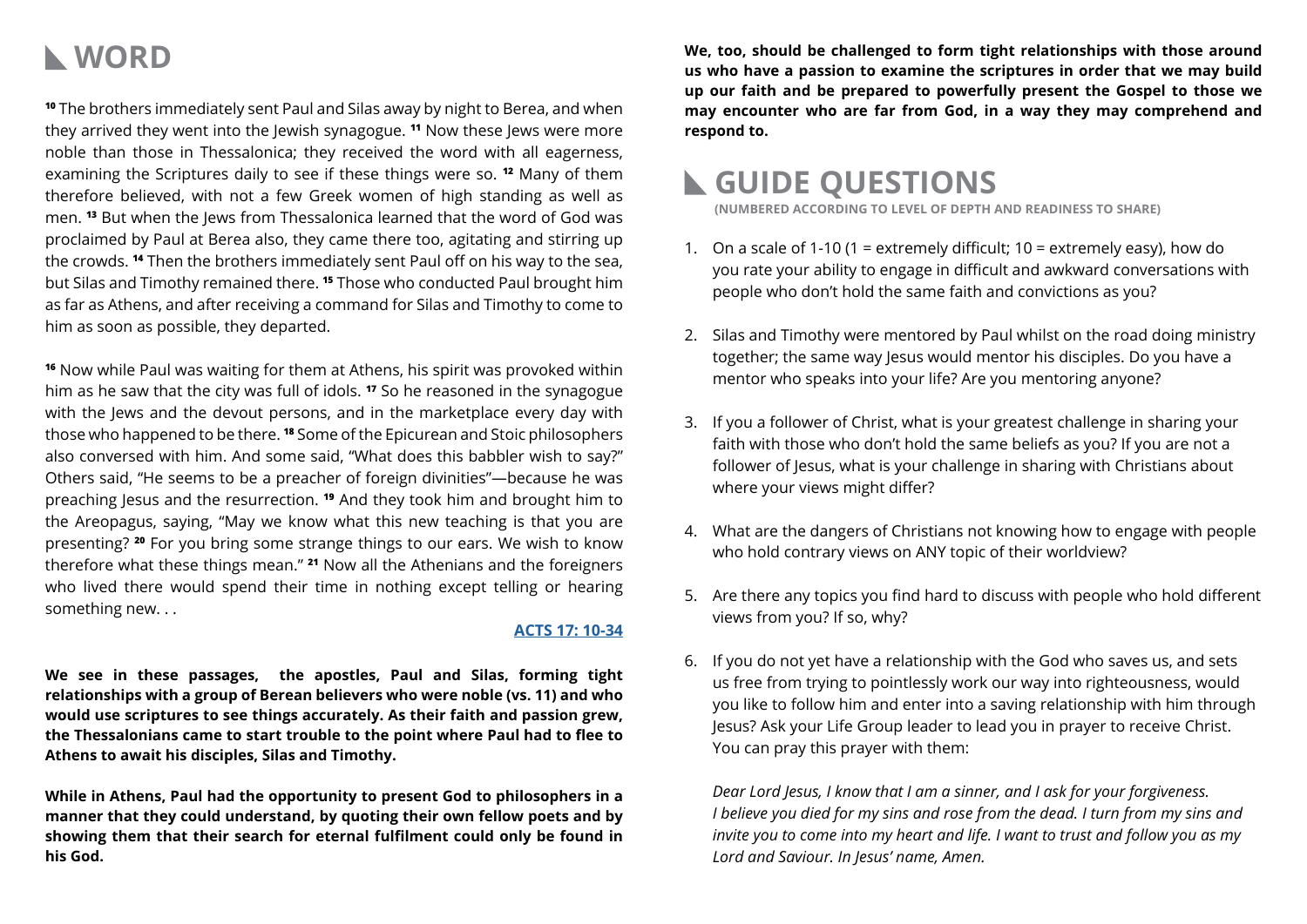## WORD

[10] The brothers immediately sent Paul and Silas away by night to Berea, and when they arrived they went into the Jewish synagogue. [11] Now these Jews were more noble than those in Thessalonica; they received the word with all eagerness, examining the Scriptures daily to see if these things were so. [12] Many of them therefore believed, with not a few Greek women of high standing as well as men. [13] But when the Jews from Thessalonica learned that the word of God was proclaimed by Paul at Berea also, they came there too, agitating and stirring up the crowds. [14] Then the brothers immediately sent Paul off on his way to the sea, but Silas and Timothy remained there. [15] Those who conducted Paul brought him as far as Athens, and after receiving a command for Silas and Timothy to come to him as soon as possible, they departed.

[16] Now while Paul was waiting for them at Athens, his spirit was provoked within him as he saw that the city was full of idols. [17] So he reasoned in the synagogue with the Jews and the devout persons, and in the marketplace every day with those who happened to be there. [18] Some of the Epicurean and Stoic philosophers also conversed with him. And some said, "What does this babbler wish to say?" Others said, "He seems to be a preacher of foreign divinities"—because he was preaching Jesus and the resurrection. [19] And they took him and brought him to the Areopagus, saying, "May we know what this new teaching is that you are presenting? [20] For you bring some strange things to our ears. We wish to know therefore what these things mean." [21] Now all the Athenians and the foreigners who lived there would spend their time in nothing except telling or hearing something new. . .

**ACTS 17: 10-34**

**We see in these passages, the apostles, Paul and Silas, forming tight relationships with a group of Berean believers who were noble (vs. 11) and who would use scriptures to see things accurately. As their faith and passion grew, the Thessalonians came to start trouble to the point where Paul had to flee to Athens to await his disciples, Silas and Timothy.**

**While in Athens, Paul had the opportunity to present God to philosophers in a manner that they could understand, by quoting their own fellow poets and by showing them that their search for eternal fulfilment could only be found in his God.**

**We, too, should be challenged to form tight relationships with those around us who have a passion to examine the scriptures in order that we may build up our faith and be prepared to powerfully present the Gospel to those we may encounter who are far from God, in a way they may comprehend and respond to.**

## GUIDE QUESTIONS

**(NUMBERED ACCORDING TO LEVEL OF DEPTH AND READINESS TO SHARE)**

1. On a scale of 1-10 (1 = extremely difficult; 10 = extremely easy), how do you rate your ability to engage in difficult and awkward conversations with people who don't hold the same faith and convictions as you?
2. Silas and Timothy were mentored by Paul whilst on the road doing ministry together; the same way Jesus would mentor his disciples. Do you have a mentor who speaks into your life? Are you mentoring anyone?
3. If you a follower of Christ, what is your greatest challenge in sharing your faith with those who don't hold the same beliefs as you? If you are not a follower of Jesus, what is your challenge in sharing with Christians about where your views might differ?
4. What are the dangers of Christians not knowing how to engage with people who hold contrary views on ANY topic of their worldview?
5. Are there any topics you find hard to discuss with people who hold different views from you? If so, why?
6. If you do not yet have a relationship with the God who saves us, and sets us free from trying to pointlessly work our way into righteousness, would you like to follow him and enter into a saving relationship with him through Jesus? Ask your Life Group leader to lead you in prayer to receive Christ. You can pray this prayer with them:

   *Dear Lord Jesus, I know that I am a sinner, and I ask for your forgiveness. I believe you died for my sins and rose from the dead. I turn from my sins and invite you to come into my heart and life. I want to trust and follow you as my Lord and Saviour. In Jesus' name, Amen.*